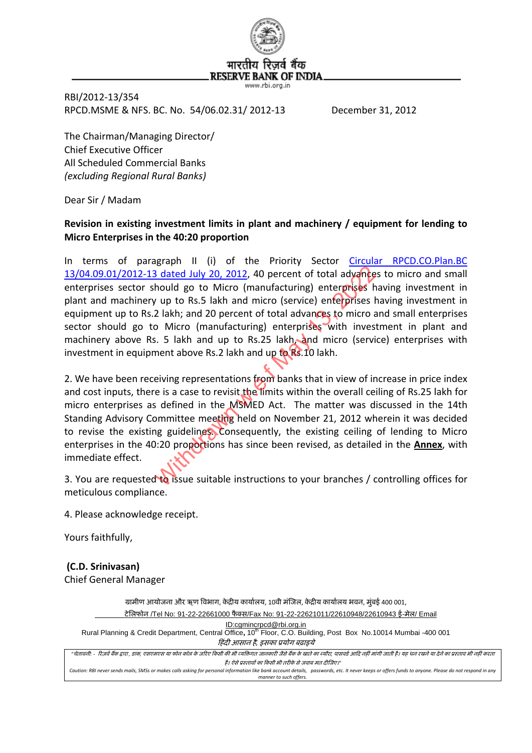भारतीय रिज़र्व बैंक
RESERVE BANK OF INDIA
www.rbi.org.in

RBI/2012-13/354
RPCD.MSME & NFS. BC. No. 54/06.02.31/ 2012-13 December 31, 2012

The Chairman/Managing Director/
Chief Executive Officer
All Scheduled Commercial Banks
*(excluding Regional Rural Banks)*

Dear Sir / Madam

**Revision in existing investment limits in plant and machinery / equipment for lending to Micro Enterprises in the 40:20 proportion**

In terms of paragraph II (i) of the Priority Sector Circular RPCD.CO.Plan.BC 13/04.09.01/2012-13 dated July 20, 2012, 40 percent of total advances to micro and small enterprises sector should go to Micro (manufacturing) enterprises having investment in plant and machinery up to Rs.5 lakh and micro (service) enterprises having investment in equipment up to Rs.2 lakh; and 20 percent of total advances to micro and small enterprises sector should go to Micro (manufacturing) enterprises with investment in plant and machinery above Rs. 5 lakh and up to Rs.25 lakh, and micro (service) enterprises with investment in equipment above Rs.2 lakh and up to Rs.10 lakh.

2. We have been receiving representations from banks that in view of increase in price index and cost inputs, there is a case to revisit the limits within the overall ceiling of Rs.25 lakh for micro enterprises as defined in the MSMED Act. The matter was discussed in the 14th Standing Advisory Committee meeting held on November 21, 2012 wherein it was decided to revise the existing guidelines. Consequently, the existing ceiling of lending to Micro enterprises in the 40:20 proportions has since been revised, as detailed in the **Annex**, with immediate effect.

3. You are requested to issue suitable instructions to your branches / controlling offices for meticulous compliance.

4. Please acknowledge receipt.

Yours faithfully,

**(C.D. Srinivasan)**
Chief General Manager

Withdrawn w.e.f May 13, 2022

ग्रामीण आयोजना और ऋण विभाग, केंद्रीय कार्यालय, 10वी मंजिल, केंद्रीय कार्यालय भवन, मुंबई 400 001,
टेलिफोन /Tel No: 91-22-22661000 फैक्स/Fax No: 91-22-22621011/22610948/22610943 ई-मेल/ Email ID:cgmincrpcd@rbi.org.in
Rural Planning & Credit Department, Central Office, 10th Floor, C.O. Building, Post Box No.10014 Mumbai -400 001
*हिंदी आसान है, इसका प्रयोग बढ़ाइये*

*"चेतावनी: - रिज़र्व बैंक द्वारा, डाक, एसएमएस या फोन कॉल के जरिए किसी की भी व्यक्तिगत जानकारी जैसे बैंक के खाते का ब्यौरा, पासवर्ड आदि नहीं मांगी जाती है। यह धन रखने या देने का प्रस्ताव भी नहीं करता है। ऐसे प्रस्तावों का किसी भी तरीके से जवाब मत दीजिए।"*
*Caution: RBI never sends mails, SMSs or makes calls asking for personal information like bank account details, passwords, etc. It never keeps or offers funds to anyone. Please do not respond in any manner to such offers.*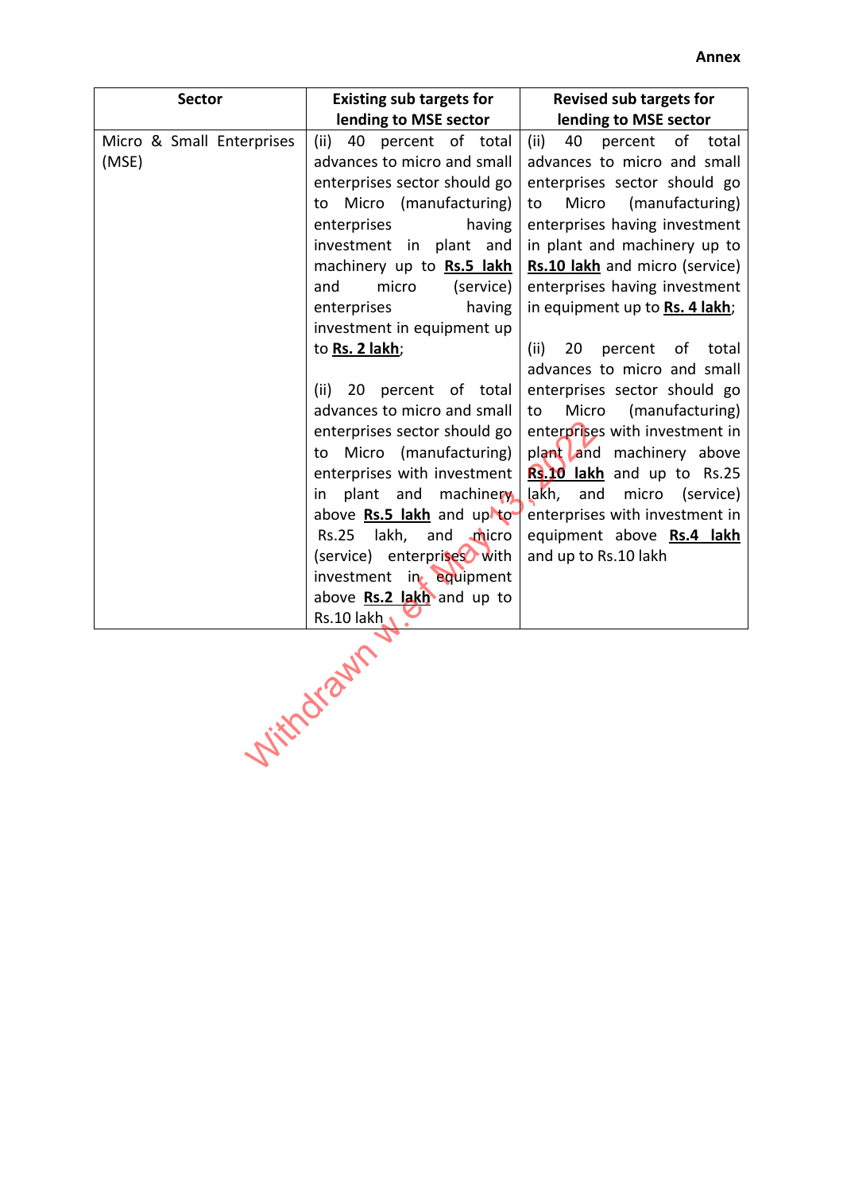**Annex**

| Sector | Existing sub targets for lending to MSE sector | Revised sub targets for lending to MSE sector |
|---|---|---|
| Micro & Small Enterprises (MSE) | (ii) 40 percent of total advances to micro and small enterprises sector should go to Micro (manufacturing) enterprises having investment in plant and machinery up to **Rs.5 lakh** and micro (service) enterprises having investment in equipment up to **Rs. 2 lakh**;<br><br>(ii) 20 percent of total advances to micro and small enterprises sector should go to Micro (manufacturing) enterprises with investment in plant and machinery above **Rs.5 lakh** and up to Rs.25 lakh, and micro (service) enterprises with investment in equipment above **Rs.2 lakh** and up to Rs.10 lakh | (ii) 40 percent of total advances to micro and small enterprises sector should go to Micro (manufacturing) enterprises having investment in plant and machinery up to **Rs.10 lakh** and micro (service) enterprises having investment in equipment up to **Rs. 4 lakh**;<br><br>(ii) 20 percent of total advances to micro and small enterprises sector should go to Micro (manufacturing) enterprises with investment in plant and machinery above **Rs.10 lakh** and up to Rs.25 lakh, and micro (service) enterprises with investment in equipment above **Rs.4 lakh** and up to Rs.10 lakh |

Withdrawn w.e.f May 13, 2022